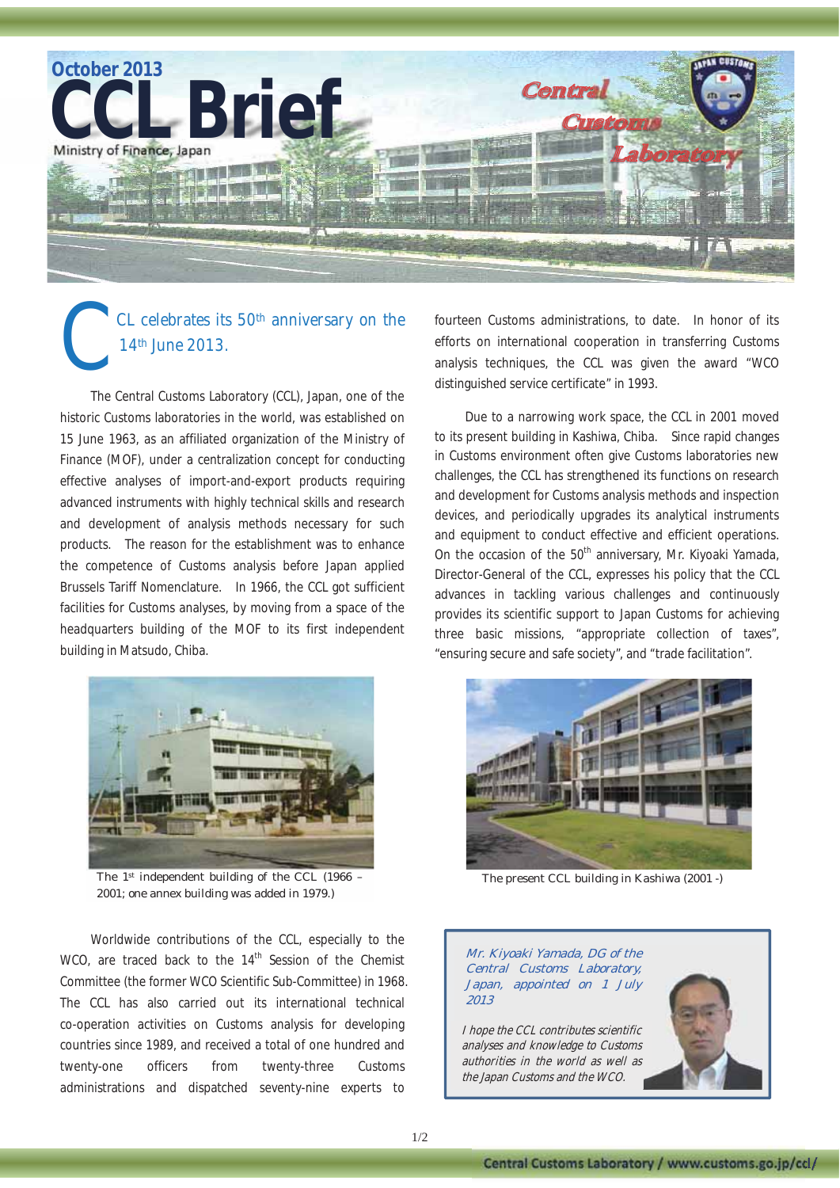October 2013

# CCL Brief

Ministry of Finance, Japan

## CCL celebrates its 50th anniversary on the 14th June 2013.

The Central Customs Laboratory (CCL), Japan, one of the historic Customs laboratories in the world, was established on 15 June 1963, as an affiliated organization of the Ministry of Finance (MOF), under a centralization concept for conducting effective analyses of import-and-export products requiring advanced instruments with highly technical skills and research and development of analysis methods necessary for such products. The reason for the establishment was to enhance the competence of Customs analysis before Japan applied Brussels Tariff Nomenclature. In 1966, the CCL got sufficient facilities for Customs analyses, by moving from a space of the headquarters building of the MOF to its first independent building in Matsudo, Chiba.

The 1st independent building of the CCL (1966 – 2001; one annex building was added in 1979.)

Worldwide contributions of the CCL, especially to the WCO, are traced back to the 14th Session of the Chemist Committee (the former WCO Scientific Sub-Committee) in 1968. The CCL has also carried out its international technical co-operation activities on Customs analysis for developing countries since 1989, and received a total of one hundred and twenty-one officers from twenty-three Customs administrations and dispatched seventy-nine experts to fourteen Customs administrations, to date. In honor of its efforts on international cooperation in transferring Customs analysis techniques, the CCL was given the award "WCO distinguished service certificate" in 1993.

Due to a narrowing work space, the CCL in 2001 moved to its present building in Kashiwa, Chiba. Since rapid changes in Customs environment often give Customs laboratories new challenges, the CCL has strengthened its functions on research and development for Customs analysis methods and inspection devices, and periodically upgrades its analytical instruments and equipment to conduct effective and efficient operations. On the occasion of the 50th anniversary, Mr. Kiyoaki Yamada, Director-General of the CCL, expresses his policy that the CCL advances in tackling various challenges and continuously provides its scientific support to Japan Customs for achieving three basic missions, "appropriate collection of taxes", "ensuring secure and safe society", and "trade facilitation".

The present CCL building in Kashiwa (2001 -)

*Mr. Kiyoaki Yamada, DG of the Central Customs Laboratory, Japan, appointed on 1 July 2013*

*I hope the CCL contributes scientific analyses and knowledge to Customs authorities in the world as well as the Japan Customs and the WCO.*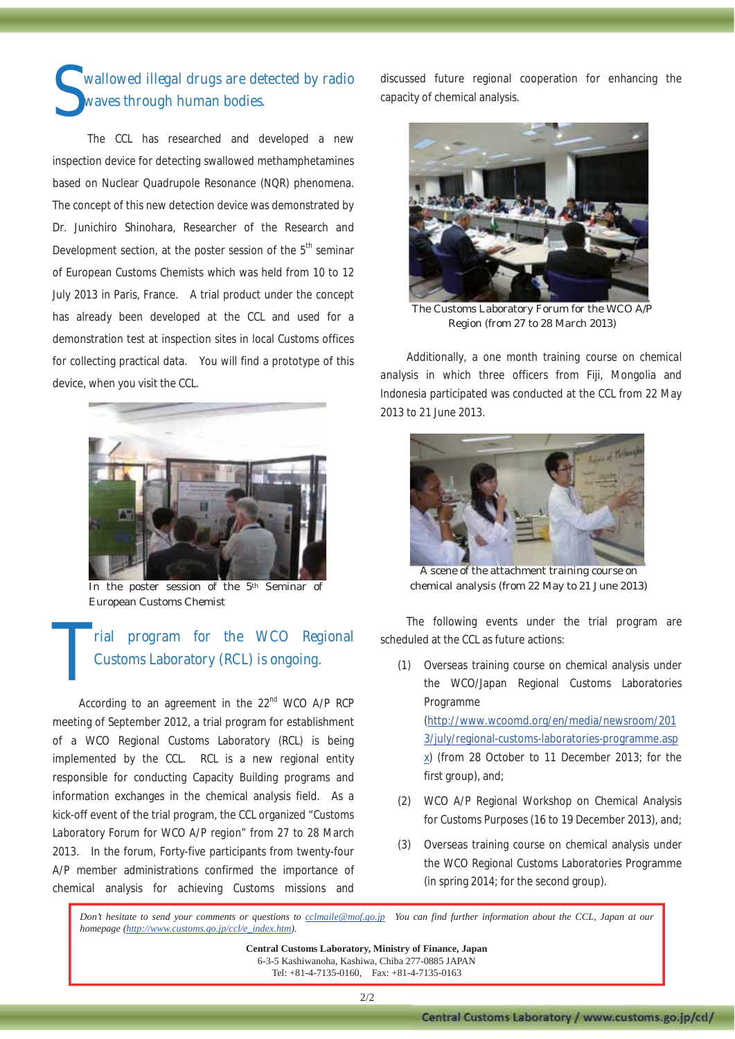## Swallowed illegal drugs are detected by radio waves through human bodies.

The CCL has researched and developed a new inspection device for detecting swallowed methamphetamines based on Nuclear Quadrupole Resonance (NQR) phenomena. The concept of this new detection device was demonstrated by Dr. Junichiro Shinohara, Researcher of the Research and Development section, at the poster session of the 5th seminar of European Customs Chemists which was held from 10 to 12 July 2013 in Paris, France. A trial product under the concept has already been developed at the CCL and used for a demonstration test at inspection sites in local Customs offices for collecting practical data. You will find a prototype of this device, when you visit the CCL.

In the poster session of the 5th Seminar of European Customs Chemist

## Trial program for the WCO Regional Customs Laboratory (RCL) is ongoing.

According to an agreement in the 22nd WCO A/P RCP meeting of September 2012, a trial program for establishment of a WCO Regional Customs Laboratory (RCL) is being implemented by the CCL. RCL is a new regional entity responsible for conducting Capacity Building programs and information exchanges in the chemical analysis field. As a kick-off event of the trial program, the CCL organized "Customs Laboratory Forum for WCO A/P region" from 27 to 28 March 2013. In the forum, Forty-five participants from twenty-four A/P member administrations confirmed the importance of chemical analysis for achieving Customs missions and discussed future regional cooperation for enhancing the capacity of chemical analysis.

The Customs Laboratory Forum for the WCO A/P Region (from 27 to 28 March 2013)

Additionally, a one month training course on chemical analysis in which three officers from Fiji, Mongolia and Indonesia participated was conducted at the CCL from 22 May 2013 to 21 June 2013.

A scene of the attachment training course on chemical analysis (from 22 May to 21 June 2013)

The following events under the trial program are scheduled at the CCL as future actions:

(1) Overseas training course on chemical analysis under the WCO/Japan Regional Customs Laboratories Programme (http://www.wcoomd.org/en/media/newsroom/2013/july/regional-customs-laboratories-programme.aspx) (from 28 October to 11 December 2013; for the first group), and;

(2) WCO A/P Regional Workshop on Chemical Analysis for Customs Purposes (16 to 19 December 2013), and;

(3) Overseas training course on chemical analysis under the WCO Regional Customs Laboratories Programme (in spring 2014; for the second group).

*Don't hesitate to send your comments or questions to cclmaile@mof.go.jp You can find further information about the CCL, Japan at our homepage (http://www.customs.go.jp/ccl/e_index.htm).*

**Central Customs Laboratory, Ministry of Finance, Japan**
6-3-5 Kashiwanoha, Kashiwa, Chiba 277-0885 JAPAN
Tel: +81-4-7135-0160, Fax: +81-4-7135-0163